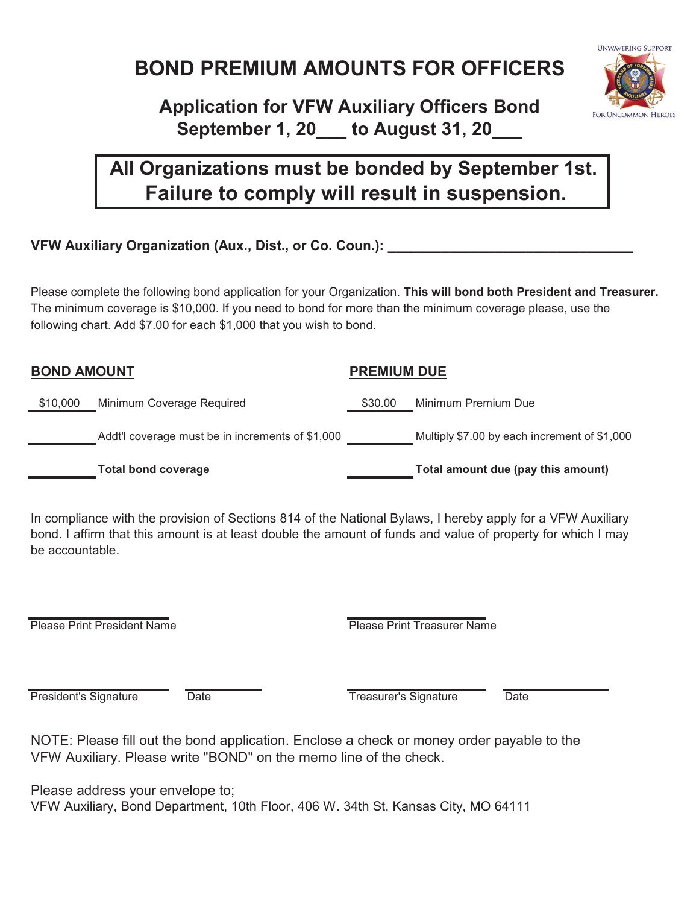# BOND PREMIUM AMOUNTS FOR OFFICERS

## Application for VFW Auxiliary Officers Bond
## September 1, 20___ to August 31, 20___

**All Organizations must be bonded by September 1st. Failure to comply will result in suspension.**

**VFW Auxiliary Organization (Aux., Dist., or Co. Coun.):** ________________________________

Please complete the following bond application for your Organization. **This will bond both President and Treasurer.** The minimum coverage is $10,000. If you need to bond for more than the minimum coverage please, use the following chart. Add $7.00 for each $1,000 that you wish to bond.

| BOND AMOUNT | | PREMIUM DUE | |
|---|---|---|---|
| $10,000 | Minimum Coverage Required | $30.00 | Minimum Premium Due |
| ________ | Addt'l coverage must be in increments of $1,000 | ________ | Multiply $7.00 by each increment of $1,000 |
| ________ | **Total bond coverage** | ________ | **Total amount due (pay this amount)** |

In compliance with the provision of Sections 814 of the National Bylaws, I hereby apply for a VFW Auxiliary bond. I affirm that this amount is at least double the amount of funds and value of property for which I may be accountable.

________________________ Please Print President Name

________________________ Please Print Treasurer Name

________________________ President's Signature ____________ Date

________________________ Treasurer's Signature ____________ Date

NOTE: Please fill out the bond application. Enclose a check or money order payable to the VFW Auxiliary. Please write "BOND" on the memo line of the check.

Please address your envelope to;
VFW Auxiliary, Bond Department, 10th Floor, 406 W. 34th St, Kansas City, MO 64111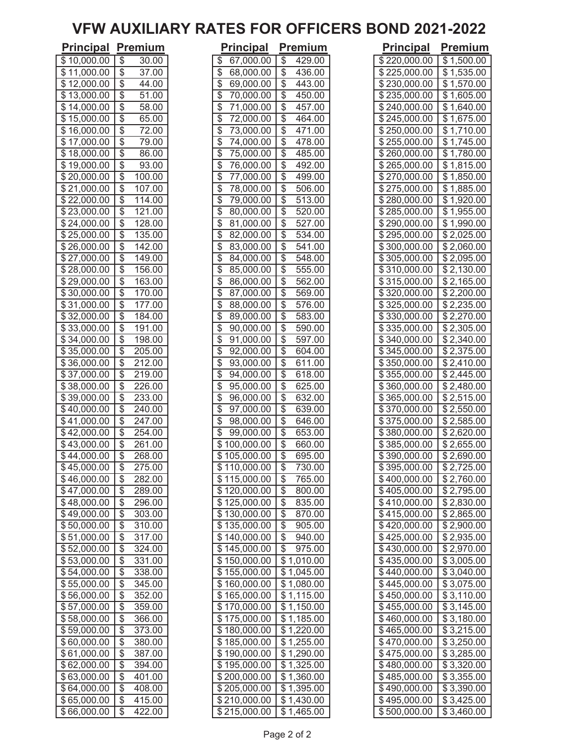# VFW AUXILIARY RATES FOR OFFICERS BOND 2021-2022

| Principal | Premium | Principal | Premium | Principal | Premium |
|---|---|---|---|---|---|
| $ 10,000.00 | $ 30.00 | $ 67,000.00 | $ 429.00 | $ 220,000.00 | $ 1,500.00 |
| $ 11,000.00 | $ 37.00 | $ 68,000.00 | $ 436.00 | $ 225,000.00 | $ 1,535.00 |
| $ 12,000.00 | $ 44.00 | $ 69,000.00 | $ 443.00 | $ 230,000.00 | $ 1,570.00 |
| $ 13,000.00 | $ 51.00 | $ 70,000.00 | $ 450.00 | $ 235,000.00 | $ 1,605.00 |
| $ 14,000.00 | $ 58.00 | $ 71,000.00 | $ 457.00 | $ 240,000.00 | $ 1,640.00 |
| $ 15,000.00 | $ 65.00 | $ 72,000.00 | $ 464.00 | $ 245,000.00 | $ 1,675.00 |
| $ 16,000.00 | $ 72.00 | $ 73,000.00 | $ 471.00 | $ 250,000.00 | $ 1,710.00 |
| $ 17,000.00 | $ 79.00 | $ 74,000.00 | $ 478.00 | $ 255,000.00 | $ 1,745.00 |
| $ 18,000.00 | $ 86.00 | $ 75,000.00 | $ 485.00 | $ 260,000.00 | $ 1,780.00 |
| $ 19,000.00 | $ 93.00 | $ 76,000.00 | $ 492.00 | $ 265,000.00 | $ 1,815.00 |
| $ 20,000.00 | $ 100.00 | $ 77,000.00 | $ 499.00 | $ 270,000.00 | $ 1,850.00 |
| $ 21,000.00 | $ 107.00 | $ 78,000.00 | $ 506.00 | $ 275,000.00 | $ 1,885.00 |
| $ 22,000.00 | $ 114.00 | $ 79,000.00 | $ 513.00 | $ 280,000.00 | $ 1,920.00 |
| $ 23,000.00 | $ 121.00 | $ 80,000.00 | $ 520.00 | $ 285,000.00 | $ 1,955.00 |
| $ 24,000.00 | $ 128.00 | $ 81,000.00 | $ 527.00 | $ 290,000.00 | $ 1,990.00 |
| $ 25,000.00 | $ 135.00 | $ 82,000.00 | $ 534.00 | $ 295,000.00 | $ 2,025.00 |
| $ 26,000.00 | $ 142.00 | $ 83,000.00 | $ 541.00 | $ 300,000.00 | $ 2,060.00 |
| $ 27,000.00 | $ 149.00 | $ 84,000.00 | $ 548.00 | $ 305,000.00 | $ 2,095.00 |
| $ 28,000.00 | $ 156.00 | $ 85,000.00 | $ 555.00 | $ 310,000.00 | $ 2,130.00 |
| $ 29,000.00 | $ 163.00 | $ 86,000.00 | $ 562.00 | $ 315,000.00 | $ 2,165.00 |
| $ 30,000.00 | $ 170.00 | $ 87,000.00 | $ 569.00 | $ 320,000.00 | $ 2,200.00 |
| $ 31,000.00 | $ 177.00 | $ 88,000.00 | $ 576.00 | $ 325,000.00 | $ 2,235.00 |
| $ 32,000.00 | $ 184.00 | $ 89,000.00 | $ 583.00 | $ 330,000.00 | $ 2,270.00 |
| $ 33,000.00 | $ 191.00 | $ 90,000.00 | $ 590.00 | $ 335,000.00 | $ 2,305.00 |
| $ 34,000.00 | $ 198.00 | $ 91,000.00 | $ 597.00 | $ 340,000.00 | $ 2,340.00 |
| $ 35,000.00 | $ 205.00 | $ 92,000.00 | $ 604.00 | $ 345,000.00 | $ 2,375.00 |
| $ 36,000.00 | $ 212.00 | $ 93,000.00 | $ 611.00 | $ 350,000.00 | $ 2,410.00 |
| $ 37,000.00 | $ 219.00 | $ 94,000.00 | $ 618.00 | $ 355,000.00 | $ 2,445.00 |
| $ 38,000.00 | $ 226.00 | $ 95,000.00 | $ 625.00 | $ 360,000.00 | $ 2,480.00 |
| $ 39,000.00 | $ 233.00 | $ 96,000.00 | $ 632.00 | $ 365,000.00 | $ 2,515.00 |
| $ 40,000.00 | $ 240.00 | $ 97,000.00 | $ 639.00 | $ 370,000.00 | $ 2,550.00 |
| $ 41,000.00 | $ 247.00 | $ 98,000.00 | $ 646.00 | $ 375,000.00 | $ 2,585.00 |
| $ 42,000.00 | $ 254.00 | $ 99,000.00 | $ 653.00 | $ 380,000.00 | $ 2,620.00 |
| $ 43,000.00 | $ 261.00 | $ 100,000.00 | $ 660.00 | $ 385,000.00 | $ 2,655.00 |
| $ 44,000.00 | $ 268.00 | $ 105,000.00 | $ 695.00 | $ 390,000.00 | $ 2,690.00 |
| $ 45,000.00 | $ 275.00 | $ 110,000.00 | $ 730.00 | $ 395,000.00 | $ 2,725.00 |
| $ 46,000.00 | $ 282.00 | $ 115,000.00 | $ 765.00 | $ 400,000.00 | $ 2,760.00 |
| $ 47,000.00 | $ 289.00 | $ 120,000.00 | $ 800.00 | $ 405,000.00 | $ 2,795.00 |
| $ 48,000.00 | $ 296.00 | $ 125,000.00 | $ 835.00 | $ 410,000.00 | $ 2,830.00 |
| $ 49,000.00 | $ 303.00 | $ 130,000.00 | $ 870.00 | $ 415,000.00 | $ 2,865.00 |
| $ 50,000.00 | $ 310.00 | $ 135,000.00 | $ 905.00 | $ 420,000.00 | $ 2,900.00 |
| $ 51,000.00 | $ 317.00 | $ 140,000.00 | $ 940.00 | $ 425,000.00 | $ 2,935.00 |
| $ 52,000.00 | $ 324.00 | $ 145,000.00 | $ 975.00 | $ 430,000.00 | $ 2,970.00 |
| $ 53,000.00 | $ 331.00 | $ 150,000.00 | $ 1,010.00 | $ 435,000.00 | $ 3,005.00 |
| $ 54,000.00 | $ 338.00 | $ 155,000.00 | $ 1,045.00 | $ 440,000.00 | $ 3,040.00 |
| $ 55,000.00 | $ 345.00 | $ 160,000.00 | $ 1,080.00 | $ 445,000.00 | $ 3,075.00 |
| $ 56,000.00 | $ 352.00 | $ 165,000.00 | $ 1,115.00 | $ 450,000.00 | $ 3,110.00 |
| $ 57,000.00 | $ 359.00 | $ 170,000.00 | $ 1,150.00 | $ 455,000.00 | $ 3,145.00 |
| $ 58,000.00 | $ 366.00 | $ 175,000.00 | $ 1,185.00 | $ 460,000.00 | $ 3,180.00 |
| $ 59,000.00 | $ 373.00 | $ 180,000.00 | $ 1,220.00 | $ 465,000.00 | $ 3,215.00 |
| $ 60,000.00 | $ 380.00 | $ 185,000.00 | $ 1,255.00 | $ 470,000.00 | $ 3,250.00 |
| $ 61,000.00 | $ 387.00 | $ 190,000.00 | $ 1,290.00 | $ 475,000.00 | $ 3,285.00 |
| $ 62,000.00 | $ 394.00 | $ 195,000.00 | $ 1,325.00 | $ 480,000.00 | $ 3,320.00 |
| $ 63,000.00 | $ 401.00 | $ 200,000.00 | $ 1,360.00 | $ 485,000.00 | $ 3,355.00 |
| $ 64,000.00 | $ 408.00 | $ 205,000.00 | $ 1,395.00 | $ 490,000.00 | $ 3,390.00 |
| $ 65,000.00 | $ 415.00 | $ 210,000.00 | $ 1,430.00 | $ 495,000.00 | $ 3,425.00 |
| $ 66,000.00 | $ 422.00 | $ 215,000.00 | $ 1,465.00 | $ 500,000.00 | $ 3,460.00 |